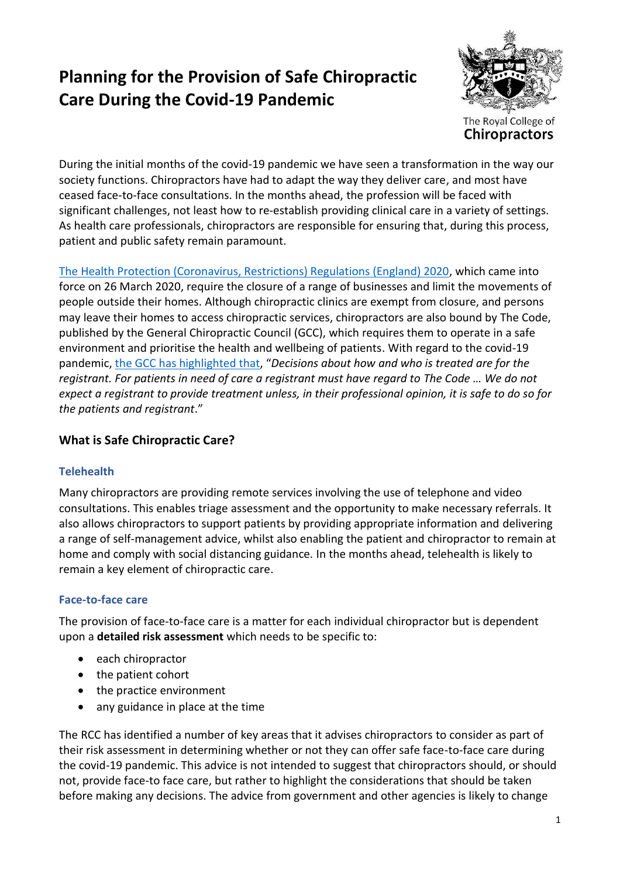# Planning for the Provision of Safe Chiropractic Care During the Covid-19 Pandemic

The Royal College of Chiropractors

During the initial months of the covid-19 pandemic we have seen a transformation in the way our society functions. Chiropractors have had to adapt the way they deliver care, and most have ceased face-to-face consultations. In the months ahead, the profession will be faced with significant challenges, not least how to re-establish providing clinical care in a variety of settings. As health care professionals, chiropractors are responsible for ensuring that, during this process, patient and public safety remain paramount.

The Health Protection (Coronavirus, Restrictions) Regulations (England) 2020, which came into force on 26 March 2020, require the closure of a range of businesses and limit the movements of people outside their homes. Although chiropractic clinics are exempt from closure, and persons may leave their homes to access chiropractic services, chiropractors are also bound by The Code, published by the General Chiropractic Council (GCC), which requires them to operate in a safe environment and prioritise the health and wellbeing of patients. With regard to the covid-19 pandemic, the GCC has highlighted that, "*Decisions about how and who is treated are for the registrant. For patients in need of care a registrant must have regard to The Code … We do not expect a registrant to provide treatment unless, in their professional opinion, it is safe to do so for the patients and registrant*."

## What is Safe Chiropractic Care?

### Telehealth

Many chiropractors are providing remote services involving the use of telephone and video consultations. This enables triage assessment and the opportunity to make necessary referrals. It also allows chiropractors to support patients by providing appropriate information and delivering a range of self-management advice, whilst also enabling the patient and chiropractor to remain at home and comply with social distancing guidance. In the months ahead, telehealth is likely to remain a key element of chiropractic care.

### Face-to-face care

The provision of face-to-face care is a matter for each individual chiropractor but is dependent upon a **detailed risk assessment** which needs to be specific to:

- each chiropractor
- the patient cohort
- the practice environment
- any guidance in place at the time

The RCC has identified a number of key areas that it advises chiropractors to consider as part of their risk assessment in determining whether or not they can offer safe face-to-face care during the covid-19 pandemic. This advice is not intended to suggest that chiropractors should, or should not, provide face-to face care, but rather to highlight the considerations that should be taken before making any decisions. The advice from government and other agencies is likely to change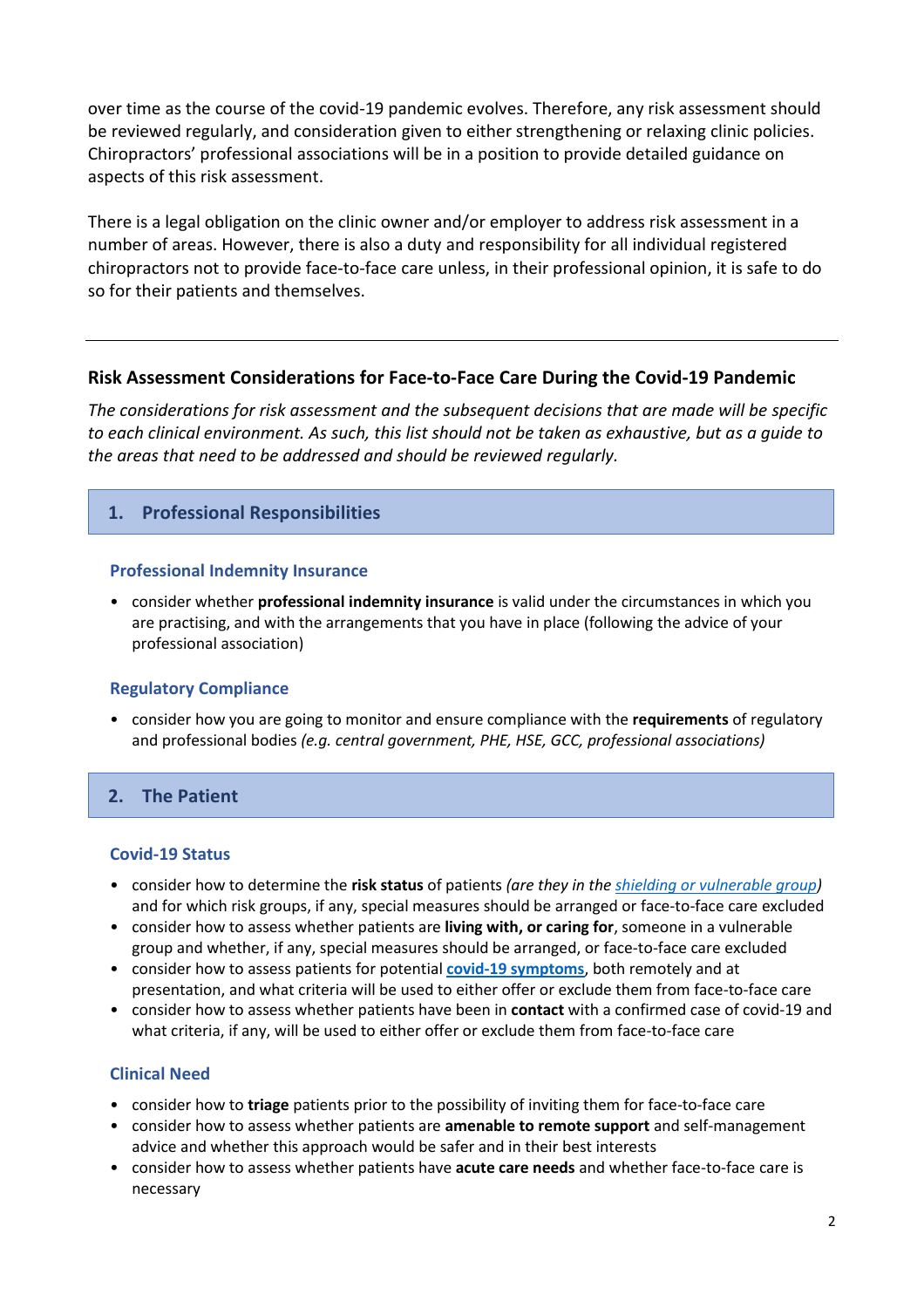over time as the course of the covid-19 pandemic evolves. Therefore, any risk assessment should be reviewed regularly, and consideration given to either strengthening or relaxing clinic policies. Chiropractors' professional associations will be in a position to provide detailed guidance on aspects of this risk assessment.

There is a legal obligation on the clinic owner and/or employer to address risk assessment in a number of areas. However, there is also a duty and responsibility for all individual registered chiropractors not to provide face-to-face care unless, in their professional opinion, it is safe to do so for their patients and themselves.

---

## Risk Assessment Considerations for Face-to-Face Care During the Covid-19 Pandemic

*The considerations for risk assessment and the subsequent decisions that are made will be specific to each clinical environment. As such, this list should not be taken as exhaustive, but as a guide to the areas that need to be addressed and should be reviewed regularly.*

### 1. Professional Responsibilities

#### Professional Indemnity Insurance

- consider whether **professional indemnity insurance** is valid under the circumstances in which you are practising, and with the arrangements that you have in place (following the advice of your professional association)

#### Regulatory Compliance

- consider how you are going to monitor and ensure compliance with the **requirements** of regulatory and professional bodies *(e.g. central government, PHE, HSE, GCC, professional associations)*

### 2. The Patient

#### Covid-19 Status

- consider how to determine the **risk status** of patients *(are they in the shielding or vulnerable group)* and for which risk groups, if any, special measures should be arranged or face-to-face care excluded
- consider how to assess whether patients are **living with, or caring for**, someone in a vulnerable group and whether, if any, special measures should be arranged, or face-to-face care excluded
- consider how to assess patients for potential **covid-19 symptoms**, both remotely and at presentation, and what criteria will be used to either offer or exclude them from face-to-face care
- consider how to assess whether patients have been in **contact** with a confirmed case of covid-19 and what criteria, if any, will be used to either offer or exclude them from face-to-face care

#### Clinical Need

- consider how to **triage** patients prior to the possibility of inviting them for face-to-face care
- consider how to assess whether patients are **amenable to remote support** and self-management advice and whether this approach would be safer and in their best interests
- consider how to assess whether patients have **acute care needs** and whether face-to-face care is necessary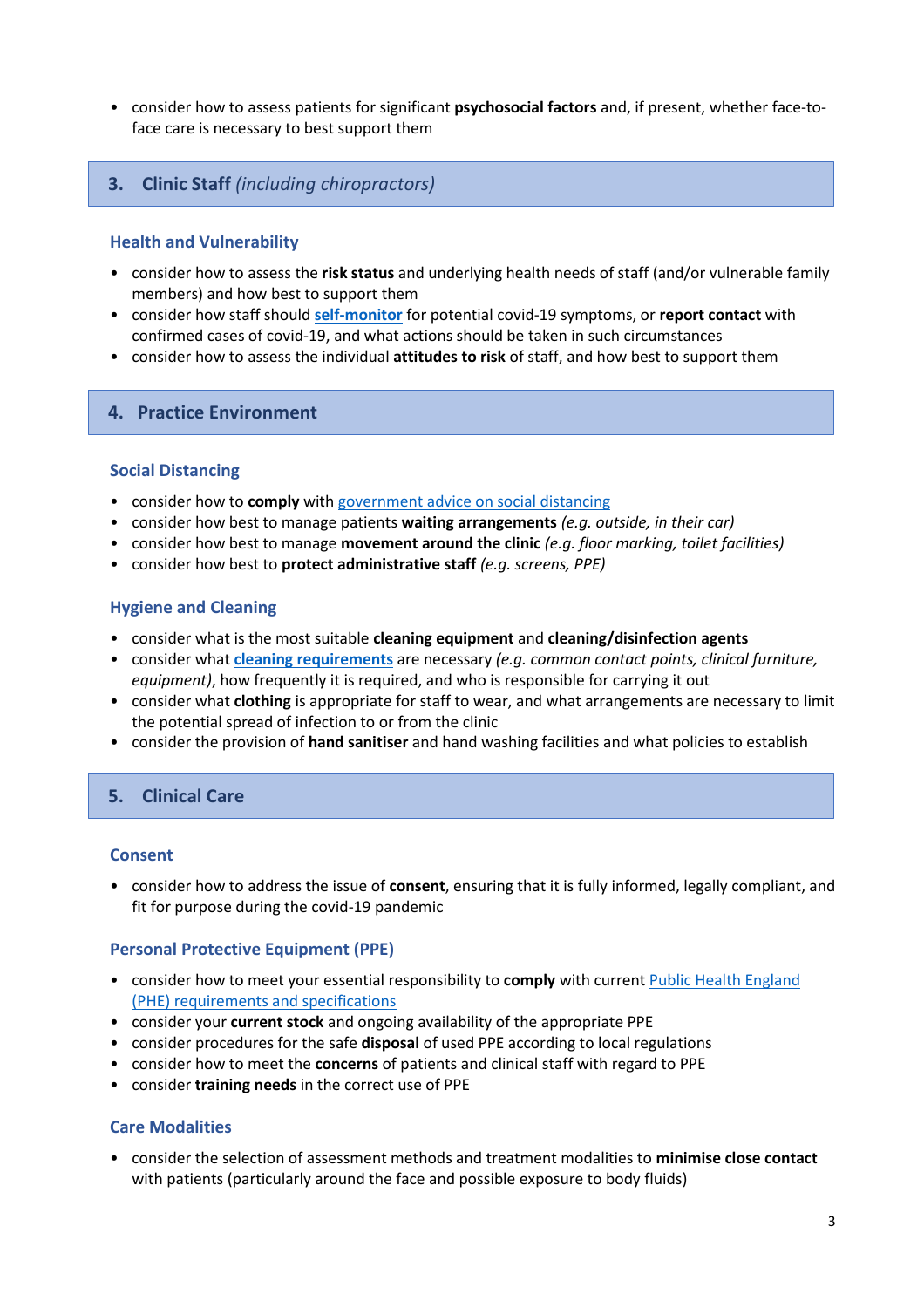- consider how to assess patients for significant **psychosocial factors** and, if present, whether face-to-face care is necessary to best support them

## 3. Clinic Staff *(including chiropractors)*

### Health and Vulnerability

- consider how to assess the **risk status** and underlying health needs of staff (and/or vulnerable family members) and how best to support them
- consider how staff should **self-monitor** for potential covid-19 symptoms, or **report contact** with confirmed cases of covid-19, and what actions should be taken in such circumstances
- consider how to assess the individual **attitudes to risk** of staff, and how best to support them

## 4. Practice Environment

### Social Distancing

- consider how to **comply** with government advice on social distancing
- consider how best to manage patients **waiting arrangements** *(e.g. outside, in their car)*
- consider how best to manage **movement around the clinic** *(e.g. floor marking, toilet facilities)*
- consider how best to **protect administrative staff** *(e.g. screens, PPE)*

### Hygiene and Cleaning

- consider what is the most suitable **cleaning equipment** and **cleaning/disinfection agents**
- consider what **cleaning requirements** are necessary *(e.g. common contact points, clinical furniture, equipment)*, how frequently it is required, and who is responsible for carrying it out
- consider what **clothing** is appropriate for staff to wear, and what arrangements are necessary to limit the potential spread of infection to or from the clinic
- consider the provision of **hand sanitiser** and hand washing facilities and what policies to establish

## 5. Clinical Care

### Consent

- consider how to address the issue of **consent**, ensuring that it is fully informed, legally compliant, and fit for purpose during the covid-19 pandemic

### Personal Protective Equipment (PPE)

- consider how to meet your essential responsibility to **comply** with current Public Health England (PHE) requirements and specifications
- consider your **current stock** and ongoing availability of the appropriate PPE
- consider procedures for the safe **disposal** of used PPE according to local regulations
- consider how to meet the **concerns** of patients and clinical staff with regard to PPE
- consider **training needs** in the correct use of PPE

### Care Modalities

- consider the selection of assessment methods and treatment modalities to **minimise close contact** with patients (particularly around the face and possible exposure to body fluids)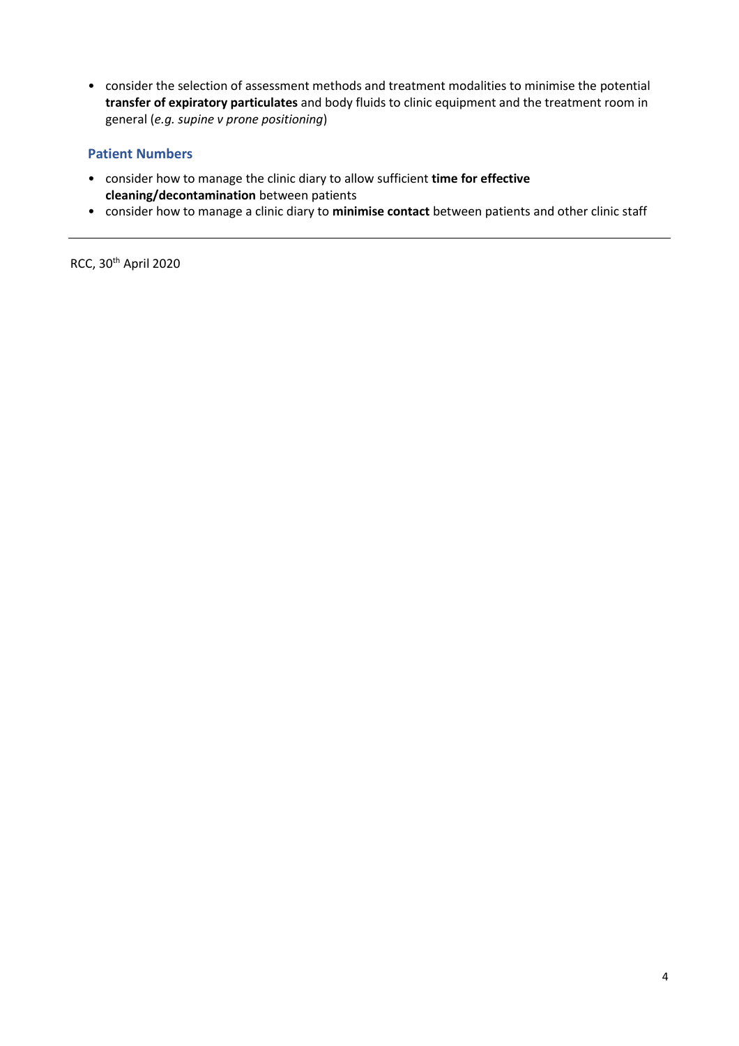- consider the selection of assessment methods and treatment modalities to minimise the potential **transfer of expiratory particulates** and body fluids to clinic equipment and the treatment room in general (*e.g. supine v prone positioning*)

### Patient Numbers

- consider how to manage the clinic diary to allow sufficient **time for effective cleaning/decontamination** between patients
- consider how to manage a clinic diary to **minimise contact** between patients and other clinic staff

---

RCC, 30th April 2020